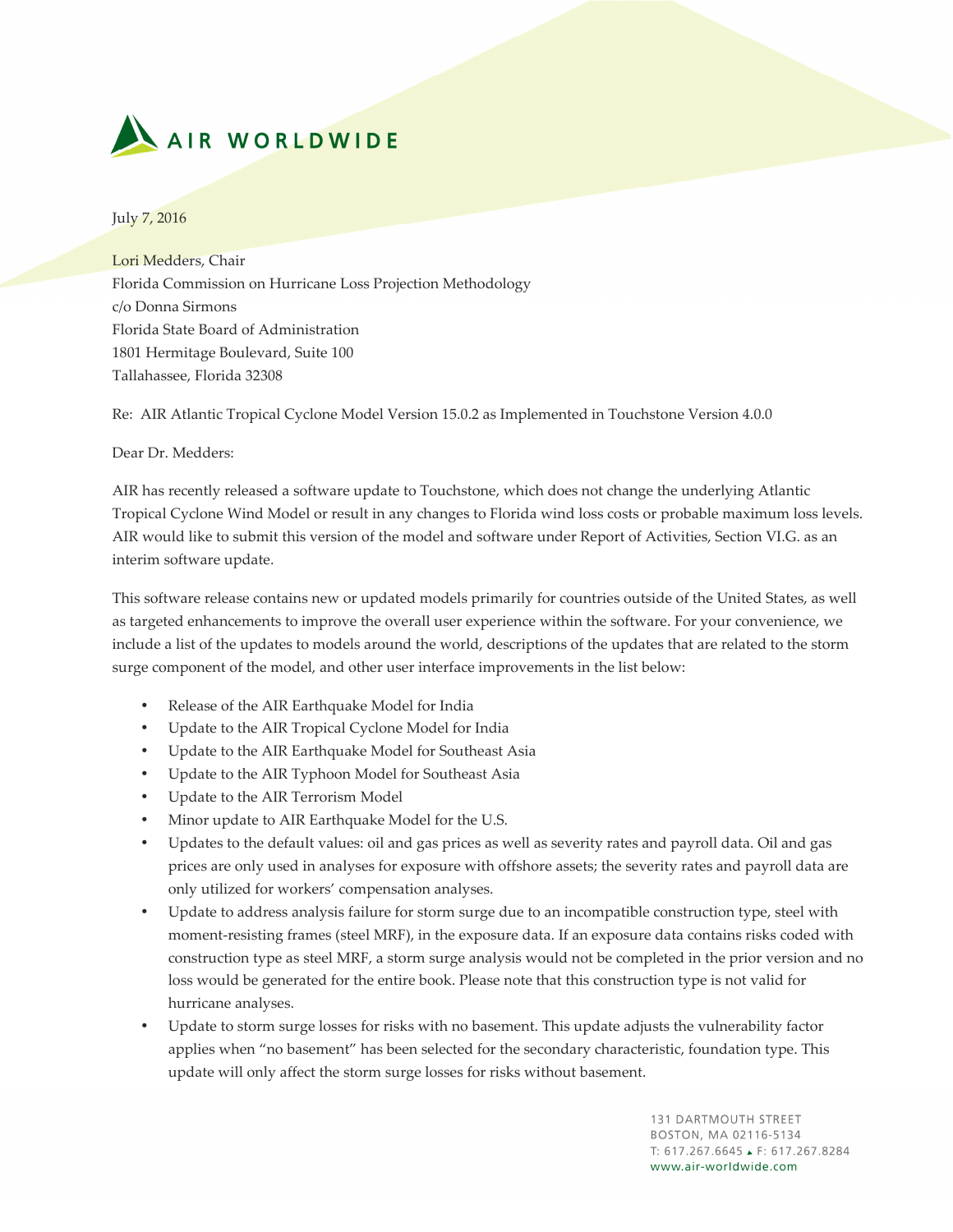AIR WORLDWIDE

July 7, 2016

Lori Medders, Chair
Florida Commission on Hurricane Loss Projection Methodology
c/o Donna Sirmons
Florida State Board of Administration
1801 Hermitage Boulevard, Suite 100
Tallahassee, Florida 32308

Re: AIR Atlantic Tropical Cyclone Model Version 15.0.2 as Implemented in Touchstone Version 4.0.0

Dear Dr. Medders:

AIR has recently released a software update to Touchstone, which does not change the underlying Atlantic Tropical Cyclone Wind Model or result in any changes to Florida wind loss costs or probable maximum loss levels. AIR would like to submit this version of the model and software under Report of Activities, Section VI.G. as an interim software update.

This software release contains new or updated models primarily for countries outside of the United States, as well as targeted enhancements to improve the overall user experience within the software. For your convenience, we include a list of the updates to models around the world, descriptions of the updates that are related to the storm surge component of the model, and other user interface improvements in the list below:

- Release of the AIR Earthquake Model for India
- Update to the AIR Tropical Cyclone Model for India
- Update to the AIR Earthquake Model for Southeast Asia
- Update to the AIR Typhoon Model for Southeast Asia
- Update to the AIR Terrorism Model
- Minor update to AIR Earthquake Model for the U.S.
- Updates to the default values: oil and gas prices as well as severity rates and payroll data. Oil and gas prices are only used in analyses for exposure with offshore assets; the severity rates and payroll data are only utilized for workers' compensation analyses.
- Update to address analysis failure for storm surge due to an incompatible construction type, steel with moment-resisting frames (steel MRF), in the exposure data. If an exposure data contains risks coded with construction type as steel MRF, a storm surge analysis would not be completed in the prior version and no loss would be generated for the entire book. Please note that this construction type is not valid for hurricane analyses.
- Update to storm surge losses for risks with no basement. This update adjusts the vulnerability factor applies when "no basement" has been selected for the secondary characteristic, foundation type. This update will only affect the storm surge losses for risks without basement.

131 DARTMOUTH STREET
BOSTON, MA 02116-5134
T: 617.267.6645 F: 617.267.8284
www.air-worldwide.com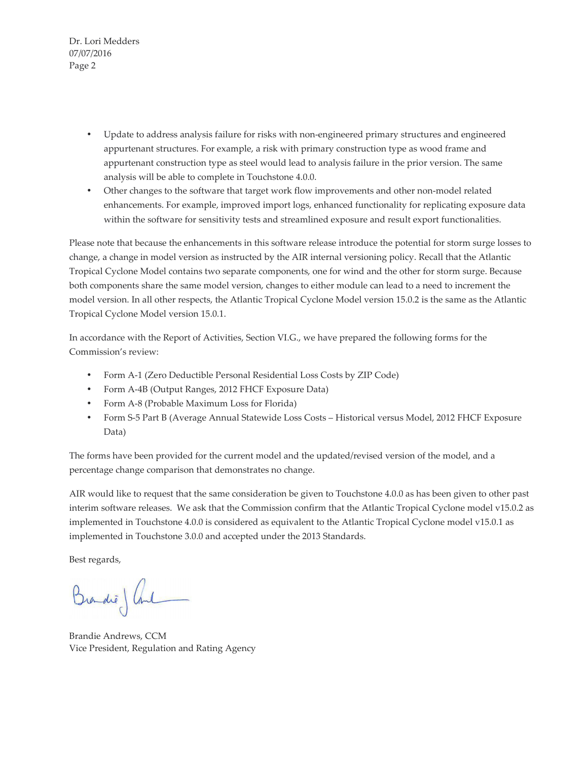- Update to address analysis failure for risks with non-engineered primary structures and engineered appurtenant structures. For example, a risk with primary construction type as wood frame and appurtenant construction type as steel would lead to analysis failure in the prior version. The same analysis will be able to complete in Touchstone 4.0.0.
- Other changes to the software that target work flow improvements and other non-model related enhancements. For example, improved import logs, enhanced functionality for replicating exposure data within the software for sensitivity tests and streamlined exposure and result export functionalities.

Please note that because the enhancements in this software release introduce the potential for storm surge losses to change, a change in model version as instructed by the AIR internal versioning policy. Recall that the Atlantic Tropical Cyclone Model contains two separate components, one for wind and the other for storm surge. Because both components share the same model version, changes to either module can lead to a need to increment the model version. In all other respects, the Atlantic Tropical Cyclone Model version 15.0.2 is the same as the Atlantic Tropical Cyclone Model version 15.0.1.

In accordance with the Report of Activities, Section VI.G., we have prepared the following forms for the Commission's review:

- Form A-1 (Zero Deductible Personal Residential Loss Costs by ZIP Code)
- Form A-4B (Output Ranges, 2012 FHCF Exposure Data)
- Form A-8 (Probable Maximum Loss for Florida)
- Form S-5 Part B (Average Annual Statewide Loss Costs – Historical versus Model, 2012 FHCF Exposure Data)

The forms have been provided for the current model and the updated/revised version of the model, and a percentage change comparison that demonstrates no change.

AIR would like to request that the same consideration be given to Touchstone 4.0.0 as has been given to other past interim software releases. We ask that the Commission confirm that the Atlantic Tropical Cyclone model v15.0.2 as implemented in Touchstone 4.0.0 is considered as equivalent to the Atlantic Tropical Cyclone model v15.0.1 as implemented in Touchstone 3.0.0 and accepted under the 2013 Standards.

Best regards,

Brandie Andrews, CCM
Vice President, Regulation and Rating Agency